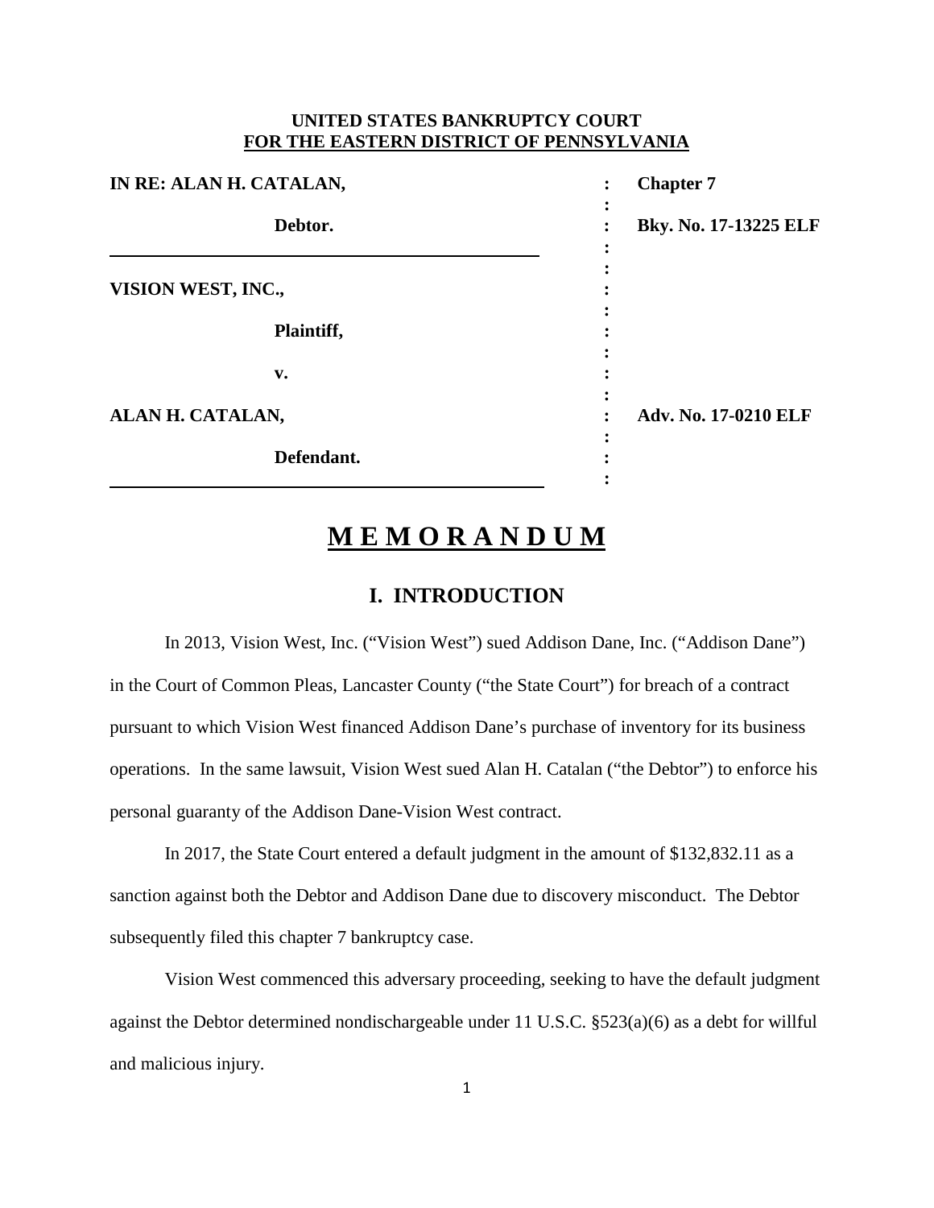**UNITED STATES BANKRUPTCY COURT**
**FOR THE EASTERN DISTRICT OF PENNSYLVANIA**

| | | |
|---|---|---|
| **IN RE: ALAN H. CATALAN,** | : | **Chapter 7** |
| **Debtor.** | : | **Bky. No. 17-13225 ELF** |
| **VISION WEST, INC.,** | : | |
| **Plaintiff,** | : | |
| **v.** | : | |
| **ALAN H. CATALAN,** | : | **Adv. No. 17-0210 ELF** |
| **Defendant.** | : | |

# M E M O R A N D U M

## I. INTRODUCTION

In 2013, Vision West, Inc. ("Vision West") sued Addison Dane, Inc. ("Addison Dane") in the Court of Common Pleas, Lancaster County ("the State Court") for breach of a contract pursuant to which Vision West financed Addison Dane's purchase of inventory for its business operations. In the same lawsuit, Vision West sued Alan H. Catalan ("the Debtor") to enforce his personal guaranty of the Addison Dane-Vision West contract.

In 2017, the State Court entered a default judgment in the amount of $132,832.11 as a sanction against both the Debtor and Addison Dane due to discovery misconduct. The Debtor subsequently filed this chapter 7 bankruptcy case.

Vision West commenced this adversary proceeding, seeking to have the default judgment against the Debtor determined nondischargeable under 11 U.S.C. §523(a)(6) as a debt for willful and malicious injury.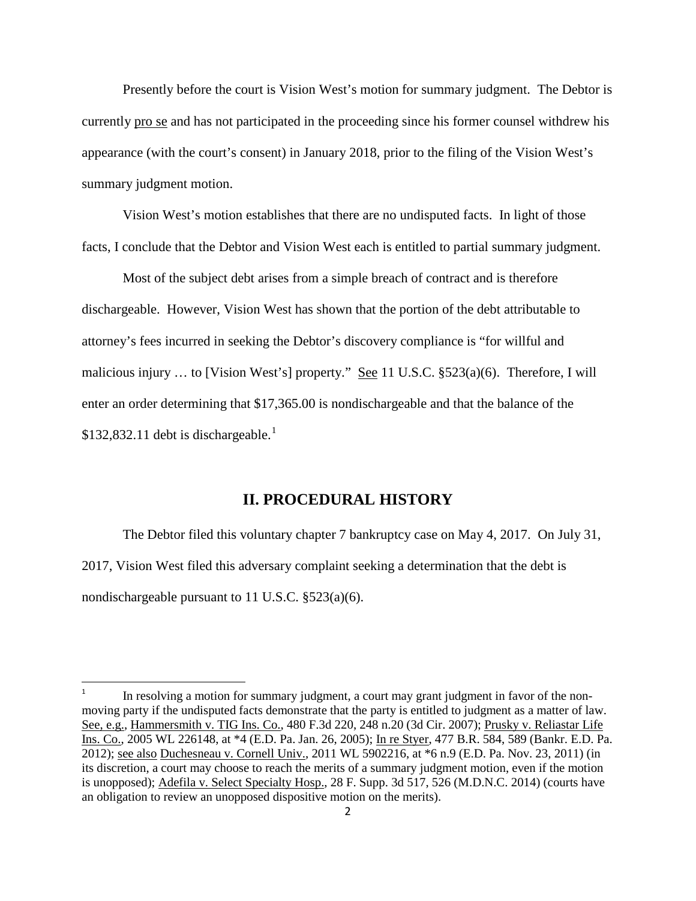Presently before the court is Vision West's motion for summary judgment. The Debtor is currently pro se and has not participated in the proceeding since his former counsel withdrew his appearance (with the court's consent) in January 2018, prior to the filing of the Vision West's summary judgment motion.

Vision West's motion establishes that there are no undisputed facts. In light of those facts, I conclude that the Debtor and Vision West each is entitled to partial summary judgment.

Most of the subject debt arises from a simple breach of contract and is therefore dischargeable. However, Vision West has shown that the portion of the debt attributable to attorney's fees incurred in seeking the Debtor's discovery compliance is "for willful and malicious injury … to [Vision West's] property." See 11 U.S.C. §523(a)(6). Therefore, I will enter an order determining that $17,365.00 is nondischargeable and that the balance of the $132,832.11 debt is dischargeable.[1]

## II. PROCEDURAL HISTORY

The Debtor filed this voluntary chapter 7 bankruptcy case on May 4, 2017. On July 31, 2017, Vision West filed this adversary complaint seeking a determination that the debt is nondischargeable pursuant to 11 U.S.C. §523(a)(6).

---

[1] In resolving a motion for summary judgment, a court may grant judgment in favor of the non-moving party if the undisputed facts demonstrate that the party is entitled to judgment as a matter of law. See, e.g., Hammersmith v. TIG Ins. Co., 480 F.3d 220, 248 n.20 (3d Cir. 2007); Prusky v. Reliastar Life Ins. Co., 2005 WL 226148, at *4 (E.D. Pa. Jan. 26, 2005); In re Styer, 477 B.R. 584, 589 (Bankr. E.D. Pa. 2012); see also Duchesneau v. Cornell Univ., 2011 WL 5902216, at *6 n.9 (E.D. Pa. Nov. 23, 2011) (in its discretion, a court may choose to reach the merits of a summary judgment motion, even if the motion is unopposed); Adefila v. Select Specialty Hosp., 28 F. Supp. 3d 517, 526 (M.D.N.C. 2014) (courts have an obligation to review an unopposed dispositive motion on the merits).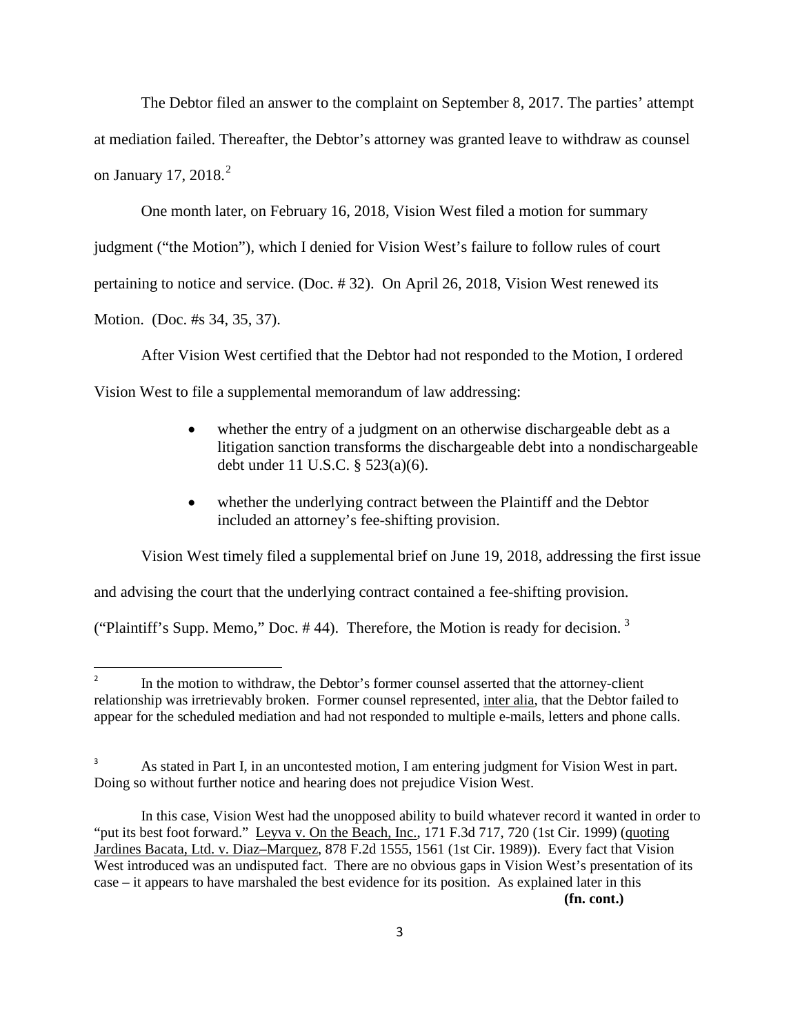The Debtor filed an answer to the complaint on September 8, 2017. The parties' attempt at mediation failed. Thereafter, the Debtor's attorney was granted leave to withdraw as counsel on January 17, 2018.[2]

One month later, on February 16, 2018, Vision West filed a motion for summary judgment ("the Motion"), which I denied for Vision West's failure to follow rules of court pertaining to notice and service. (Doc. # 32). On April 26, 2018, Vision West renewed its Motion. (Doc. #s 34, 35, 37).

After Vision West certified that the Debtor had not responded to the Motion, I ordered Vision West to file a supplemental memorandum of law addressing:

- whether the entry of a judgment on an otherwise dischargeable debt as a litigation sanction transforms the dischargeable debt into a nondischargeable debt under 11 U.S.C. § 523(a)(6).
- whether the underlying contract between the Plaintiff and the Debtor included an attorney's fee-shifting provision.

Vision West timely filed a supplemental brief on June 19, 2018, addressing the first issue and advising the court that the underlying contract contained a fee-shifting provision. ("Plaintiff's Supp. Memo," Doc. # 44). Therefore, the Motion is ready for decision.[3]

---

[2] In the motion to withdraw, the Debtor's former counsel asserted that the attorney-client relationship was irretrievably broken. Former counsel represented, inter alia, that the Debtor failed to appear for the scheduled mediation and had not responded to multiple e-mails, letters and phone calls.

[3] As stated in Part I, in an uncontested motion, I am entering judgment for Vision West in part. Doing so without further notice and hearing does not prejudice Vision West.

In this case, Vision West had the unopposed ability to build whatever record it wanted in order to "put its best foot forward." Leyva v. On the Beach, Inc., 171 F.3d 717, 720 (1st Cir. 1999) (quoting Jardines Bacata, Ltd. v. Diaz–Marquez, 878 F.2d 1555, 1561 (1st Cir. 1989)). Every fact that Vision West introduced was an undisputed fact. There are no obvious gaps in Vision West's presentation of its case – it appears to have marshaled the best evidence for its position. As explained later in this

**(fn. cont.)**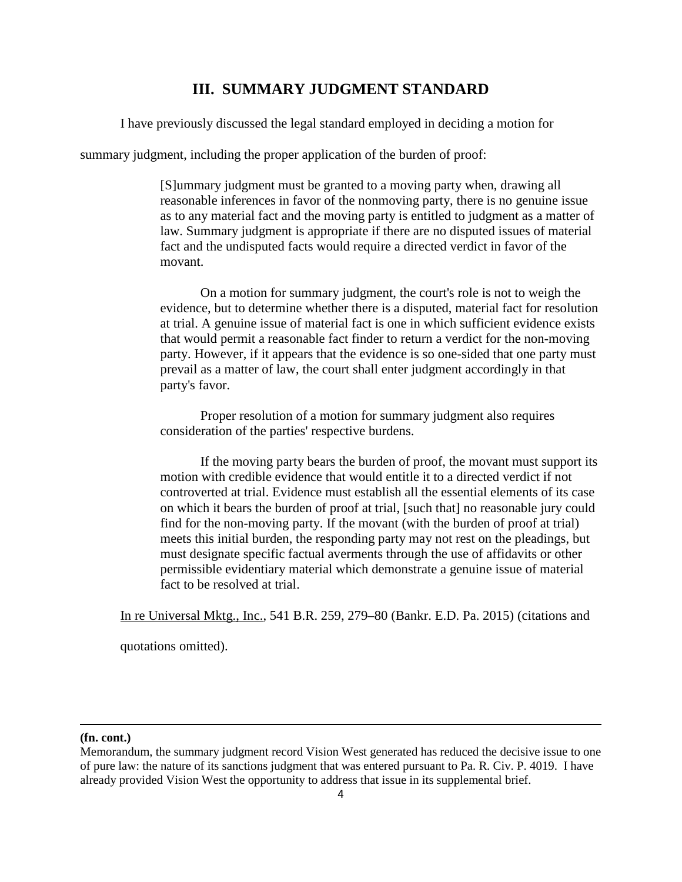## III. SUMMARY JUDGMENT STANDARD

I have previously discussed the legal standard employed in deciding a motion for summary judgment, including the proper application of the burden of proof:

> [S]ummary judgment must be granted to a moving party when, drawing all reasonable inferences in favor of the nonmoving party, there is no genuine issue as to any material fact and the moving party is entitled to judgment as a matter of law. Summary judgment is appropriate if there are no disputed issues of material fact and the undisputed facts would require a directed verdict in favor of the movant.
>
> On a motion for summary judgment, the court's role is not to weigh the evidence, but to determine whether there is a disputed, material fact for resolution at trial. A genuine issue of material fact is one in which sufficient evidence exists that would permit a reasonable fact finder to return a verdict for the non-moving party. However, if it appears that the evidence is so one-sided that one party must prevail as a matter of law, the court shall enter judgment accordingly in that party's favor.
>
> Proper resolution of a motion for summary judgment also requires consideration of the parties' respective burdens.
>
> If the moving party bears the burden of proof, the movant must support its motion with credible evidence that would entitle it to a directed verdict if not controverted at trial. Evidence must establish all the essential elements of its case on which it bears the burden of proof at trial, [such that] no reasonable jury could find for the non-moving party. If the movant (with the burden of proof at trial) meets this initial burden, the responding party may not rest on the pleadings, but must designate specific factual averments through the use of affidavits or other permissible evidentiary material which demonstrate a genuine issue of material fact to be resolved at trial.

In re Universal Mktg., Inc., 541 B.R. 259, 279–80 (Bankr. E.D. Pa. 2015) (citations and quotations omitted).

---

**(fn. cont.)**

Memorandum, the summary judgment record Vision West generated has reduced the decisive issue to one of pure law: the nature of its sanctions judgment that was entered pursuant to Pa. R. Civ. P. 4019. I have already provided Vision West the opportunity to address that issue in its supplemental brief.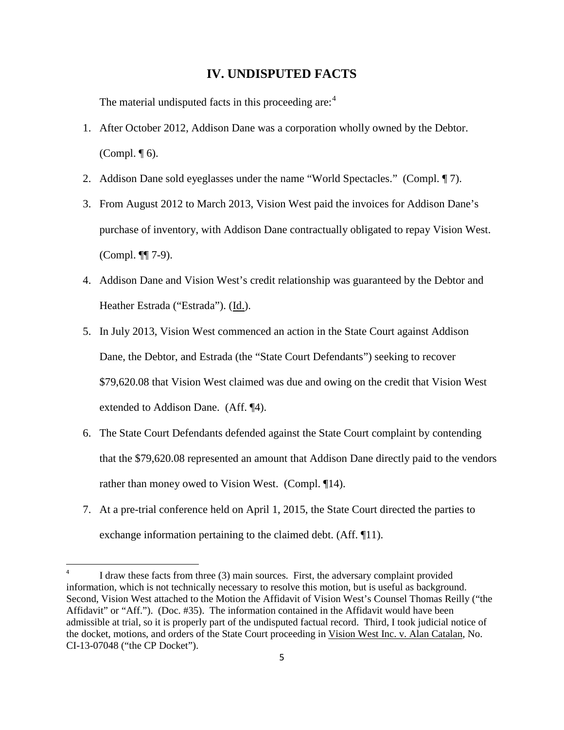## IV. UNDISPUTED FACTS

The material undisputed facts in this proceeding are:[4]

1. After October 2012, Addison Dane was a corporation wholly owned by the Debtor. (Compl. ¶ 6).
2. Addison Dane sold eyeglasses under the name "World Spectacles." (Compl. ¶ 7).
3. From August 2012 to March 2013, Vision West paid the invoices for Addison Dane's purchase of inventory, with Addison Dane contractually obligated to repay Vision West. (Compl. ¶¶ 7-9).
4. Addison Dane and Vision West's credit relationship was guaranteed by the Debtor and Heather Estrada ("Estrada"). (Id.).
5. In July 2013, Vision West commenced an action in the State Court against Addison Dane, the Debtor, and Estrada (the "State Court Defendants") seeking to recover $79,620.08 that Vision West claimed was due and owing on the credit that Vision West extended to Addison Dane. (Aff. ¶4).
6. The State Court Defendants defended against the State Court complaint by contending that the $79,620.08 represented an amount that Addison Dane directly paid to the vendors rather than money owed to Vision West. (Compl. ¶14).
7. At a pre-trial conference held on April 1, 2015, the State Court directed the parties to exchange information pertaining to the claimed debt. (Aff. ¶11).

---

[4] I draw these facts from three (3) main sources. First, the adversary complaint provided information, which is not technically necessary to resolve this motion, but is useful as background. Second, Vision West attached to the Motion the Affidavit of Vision West's Counsel Thomas Reilly ("the Affidavit" or "Aff."). (Doc. #35). The information contained in the Affidavit would have been admissible at trial, so it is properly part of the undisputed factual record. Third, I took judicial notice of the docket, motions, and orders of the State Court proceeding in Vision West Inc. v. Alan Catalan, No. CI-13-07048 ("the CP Docket").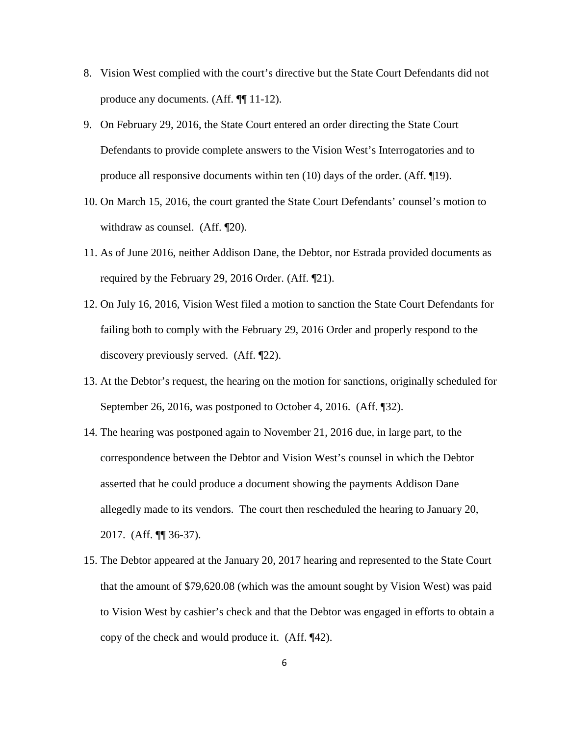8. Vision West complied with the court's directive but the State Court Defendants did not produce any documents. (Aff. ¶¶ 11-12).

9. On February 29, 2016, the State Court entered an order directing the State Court Defendants to provide complete answers to the Vision West's Interrogatories and to produce all responsive documents within ten (10) days of the order. (Aff. ¶19).

10. On March 15, 2016, the court granted the State Court Defendants' counsel's motion to withdraw as counsel. (Aff. ¶20).

11. As of June 2016, neither Addison Dane, the Debtor, nor Estrada provided documents as required by the February 29, 2016 Order. (Aff. ¶21).

12. On July 16, 2016, Vision West filed a motion to sanction the State Court Defendants for failing both to comply with the February 29, 2016 Order and properly respond to the discovery previously served. (Aff. ¶22).

13. At the Debtor's request, the hearing on the motion for sanctions, originally scheduled for September 26, 2016, was postponed to October 4, 2016. (Aff. ¶32).

14. The hearing was postponed again to November 21, 2016 due, in large part, to the correspondence between the Debtor and Vision West's counsel in which the Debtor asserted that he could produce a document showing the payments Addison Dane allegedly made to its vendors. The court then rescheduled the hearing to January 20, 2017. (Aff. ¶¶ 36-37).

15. The Debtor appeared at the January 20, 2017 hearing and represented to the State Court that the amount of $79,620.08 (which was the amount sought by Vision West) was paid to Vision West by cashier's check and that the Debtor was engaged in efforts to obtain a copy of the check and would produce it. (Aff. ¶42).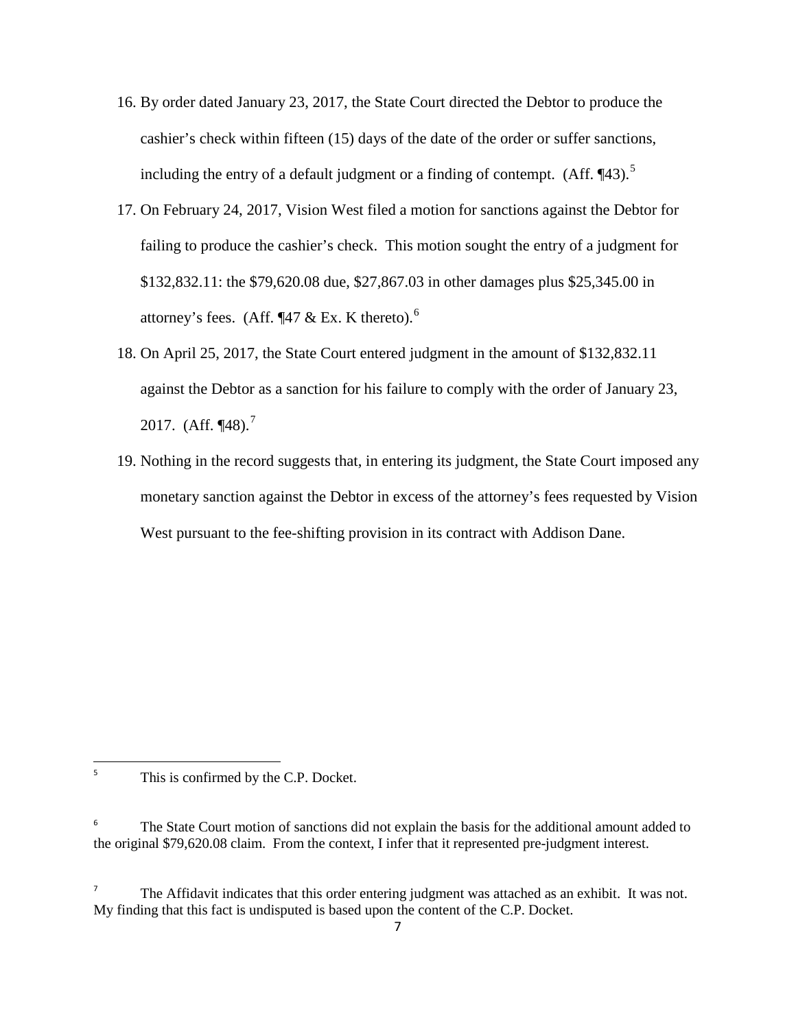16. By order dated January 23, 2017, the State Court directed the Debtor to produce the cashier's check within fifteen (15) days of the date of the order or suffer sanctions, including the entry of a default judgment or a finding of contempt. (Aff. ¶43).[5]

17. On February 24, 2017, Vision West filed a motion for sanctions against the Debtor for failing to produce the cashier's check. This motion sought the entry of a judgment for $132,832.11: the $79,620.08 due, $27,867.03 in other damages plus $25,345.00 in attorney's fees. (Aff. ¶47 & Ex. K thereto).[6]

18. On April 25, 2017, the State Court entered judgment in the amount of $132,832.11 against the Debtor as a sanction for his failure to comply with the order of January 23, 2017. (Aff. ¶48).[7]

19. Nothing in the record suggests that, in entering its judgment, the State Court imposed any monetary sanction against the Debtor in excess of the attorney's fees requested by Vision West pursuant to the fee-shifting provision in its contract with Addison Dane.

---

[5] This is confirmed by the C.P. Docket.

[6] The State Court motion of sanctions did not explain the basis for the additional amount added to the original $79,620.08 claim. From the context, I infer that it represented pre-judgment interest.

[7] The Affidavit indicates that this order entering judgment was attached as an exhibit. It was not. My finding that this fact is undisputed is based upon the content of the C.P. Docket.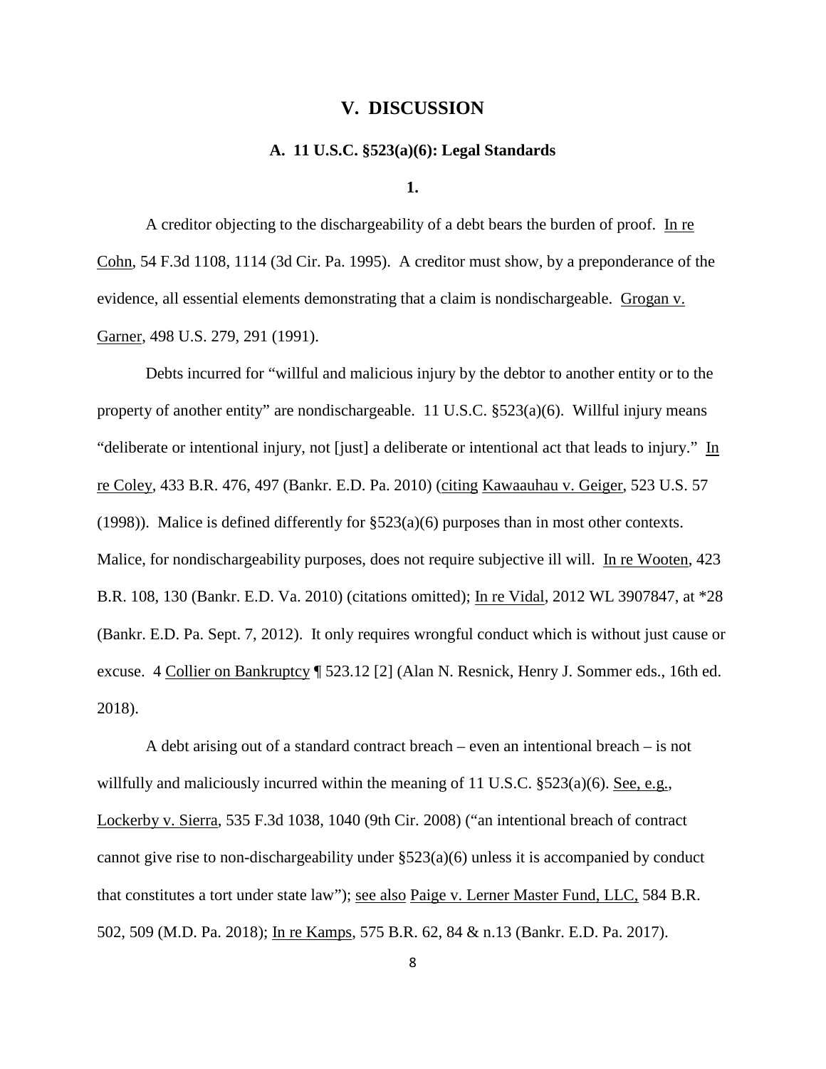## V. DISCUSSION

### A. 11 U.S.C. §523(a)(6): Legal Standards

#### 1.

A creditor objecting to the dischargeability of a debt bears the burden of proof. In re Cohn, 54 F.3d 1108, 1114 (3d Cir. Pa. 1995). A creditor must show, by a preponderance of the evidence, all essential elements demonstrating that a claim is nondischargeable. Grogan v. Garner, 498 U.S. 279, 291 (1991).

Debts incurred for "willful and malicious injury by the debtor to another entity or to the property of another entity" are nondischargeable. 11 U.S.C. §523(a)(6). Willful injury means "deliberate or intentional injury, not [just] a deliberate or intentional act that leads to injury." In re Coley, 433 B.R. 476, 497 (Bankr. E.D. Pa. 2010) (citing Kawaauhau v. Geiger, 523 U.S. 57 (1998)). Malice is defined differently for §523(a)(6) purposes than in most other contexts. Malice, for nondischargeability purposes, does not require subjective ill will. In re Wooten, 423 B.R. 108, 130 (Bankr. E.D. Va. 2010) (citations omitted); In re Vidal, 2012 WL 3907847, at *28 (Bankr. E.D. Pa. Sept. 7, 2012). It only requires wrongful conduct which is without just cause or excuse. 4 Collier on Bankruptcy ¶ 523.12 [2] (Alan N. Resnick, Henry J. Sommer eds., 16th ed. 2018).

A debt arising out of a standard contract breach – even an intentional breach – is not willfully and maliciously incurred within the meaning of 11 U.S.C. §523(a)(6). See, e.g., Lockerby v. Sierra, 535 F.3d 1038, 1040 (9th Cir. 2008) ("an intentional breach of contract cannot give rise to non-dischargeability under §523(a)(6) unless it is accompanied by conduct that constitutes a tort under state law"); see also Paige v. Lerner Master Fund, LLC, 584 B.R. 502, 509 (M.D. Pa. 2018); In re Kamps, 575 B.R. 62, 84 & n.13 (Bankr. E.D. Pa. 2017).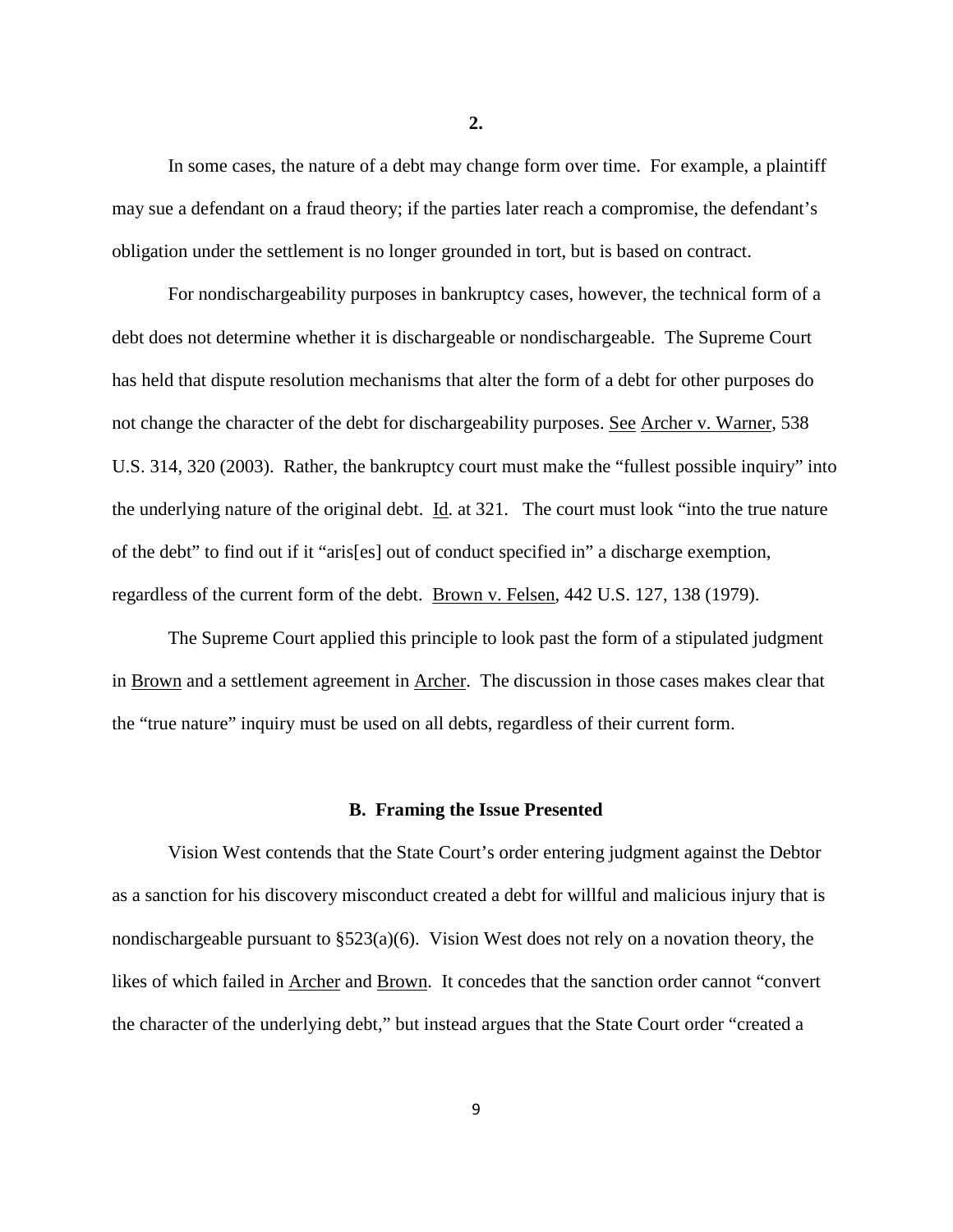**2.**

In some cases, the nature of a debt may change form over time. For example, a plaintiff may sue a defendant on a fraud theory; if the parties later reach a compromise, the defendant's obligation under the settlement is no longer grounded in tort, but is based on contract.

For nondischargeability purposes in bankruptcy cases, however, the technical form of a debt does not determine whether it is dischargeable or nondischargeable. The Supreme Court has held that dispute resolution mechanisms that alter the form of a debt for other purposes do not change the character of the debt for dischargeability purposes. See Archer v. Warner, 538 U.S. 314, 320 (2003). Rather, the bankruptcy court must make the "fullest possible inquiry" into the underlying nature of the original debt. Id. at 321. The court must look "into the true nature of the debt" to find out if it "aris[es] out of conduct specified in" a discharge exemption, regardless of the current form of the debt. Brown v. Felsen, 442 U.S. 127, 138 (1979).

The Supreme Court applied this principle to look past the form of a stipulated judgment in Brown and a settlement agreement in Archer. The discussion in those cases makes clear that the "true nature" inquiry must be used on all debts, regardless of their current form.

### B. Framing the Issue Presented

Vision West contends that the State Court's order entering judgment against the Debtor as a sanction for his discovery misconduct created a debt for willful and malicious injury that is nondischargeable pursuant to §523(a)(6). Vision West does not rely on a novation theory, the likes of which failed in Archer and Brown. It concedes that the sanction order cannot "convert the character of the underlying debt," but instead argues that the State Court order "created a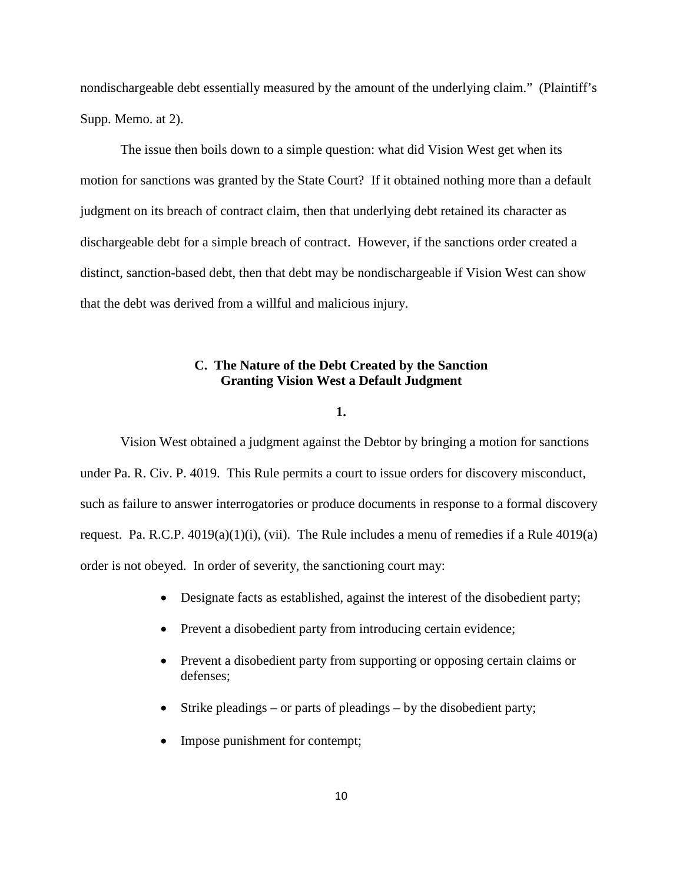nondischargeable debt essentially measured by the amount of the underlying claim." (Plaintiff's Supp. Memo. at 2).

The issue then boils down to a simple question: what did Vision West get when its motion for sanctions was granted by the State Court? If it obtained nothing more than a default judgment on its breach of contract claim, then that underlying debt retained its character as dischargeable debt for a simple breach of contract. However, if the sanctions order created a distinct, sanction-based debt, then that debt may be nondischargeable if Vision West can show that the debt was derived from a willful and malicious injury.

### C. The Nature of the Debt Created by the Sanction Granting Vision West a Default Judgment

**1.**

Vision West obtained a judgment against the Debtor by bringing a motion for sanctions under Pa. R. Civ. P. 4019. This Rule permits a court to issue orders for discovery misconduct, such as failure to answer interrogatories or produce documents in response to a formal discovery request. Pa. R.C.P. 4019(a)(1)(i), (vii). The Rule includes a menu of remedies if a Rule 4019(a) order is not obeyed. In order of severity, the sanctioning court may:

- Designate facts as established, against the interest of the disobedient party;
- Prevent a disobedient party from introducing certain evidence;
- Prevent a disobedient party from supporting or opposing certain claims or defenses;
- Strike pleadings – or parts of pleadings – by the disobedient party;
- Impose punishment for contempt;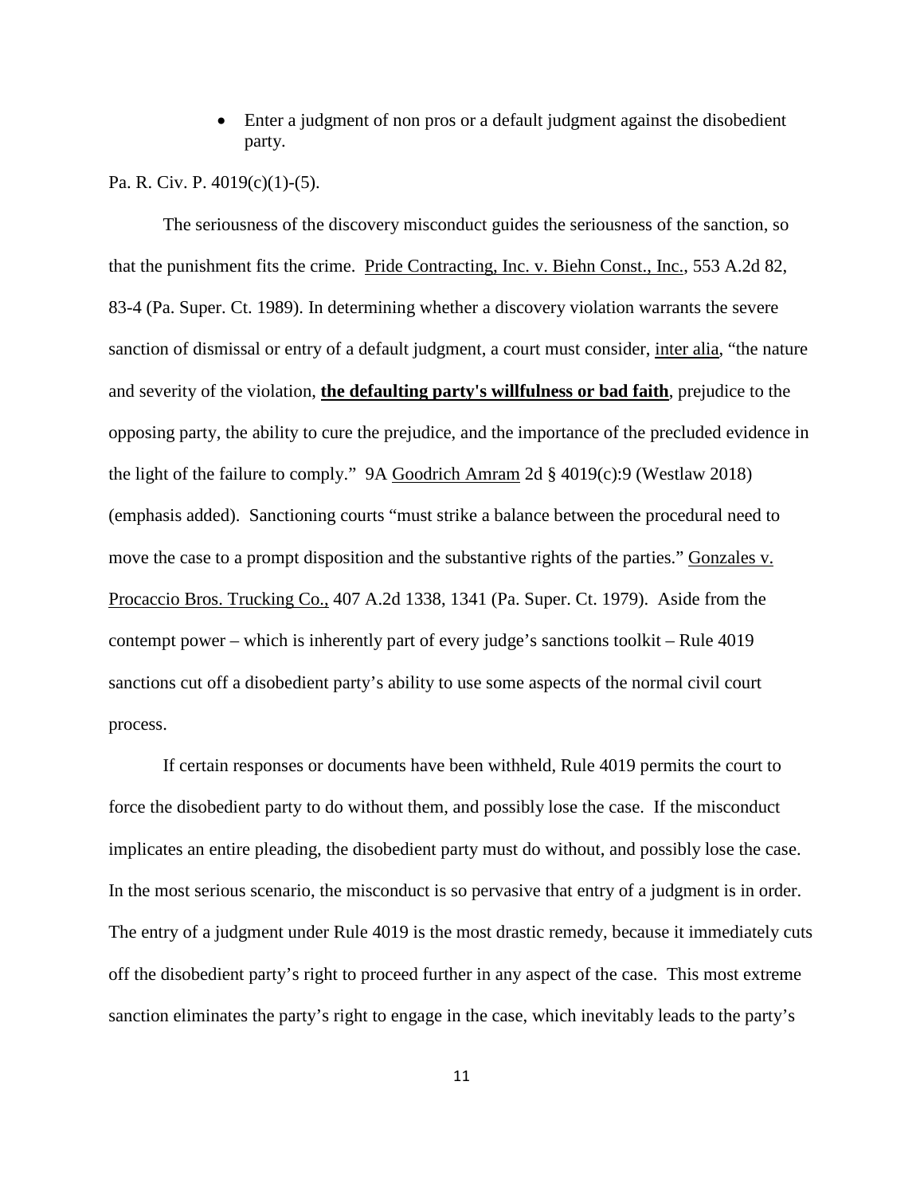- Enter a judgment of non pros or a default judgment against the disobedient party.

Pa. R. Civ. P. 4019(c)(1)-(5).

The seriousness of the discovery misconduct guides the seriousness of the sanction, so that the punishment fits the crime. Pride Contracting, Inc. v. Biehn Const., Inc., 553 A.2d 82, 83-4 (Pa. Super. Ct. 1989). In determining whether a discovery violation warrants the severe sanction of dismissal or entry of a default judgment, a court must consider, *inter alia*, "the nature and severity of the violation, **the defaulting party's willfulness or bad faith**, prejudice to the opposing party, the ability to cure the prejudice, and the importance of the precluded evidence in the light of the failure to comply." 9A Goodrich Amram 2d § 4019(c):9 (Westlaw 2018) (emphasis added). Sanctioning courts "must strike a balance between the procedural need to move the case to a prompt disposition and the substantive rights of the parties." Gonzales v. Procaccio Bros. Trucking Co., 407 A.2d 1338, 1341 (Pa. Super. Ct. 1979). Aside from the contempt power – which is inherently part of every judge's sanctions toolkit – Rule 4019 sanctions cut off a disobedient party's ability to use some aspects of the normal civil court process.

If certain responses or documents have been withheld, Rule 4019 permits the court to force the disobedient party to do without them, and possibly lose the case. If the misconduct implicates an entire pleading, the disobedient party must do without, and possibly lose the case. In the most serious scenario, the misconduct is so pervasive that entry of a judgment is in order. The entry of a judgment under Rule 4019 is the most drastic remedy, because it immediately cuts off the disobedient party's right to proceed further in any aspect of the case. This most extreme sanction eliminates the party's right to engage in the case, which inevitably leads to the party's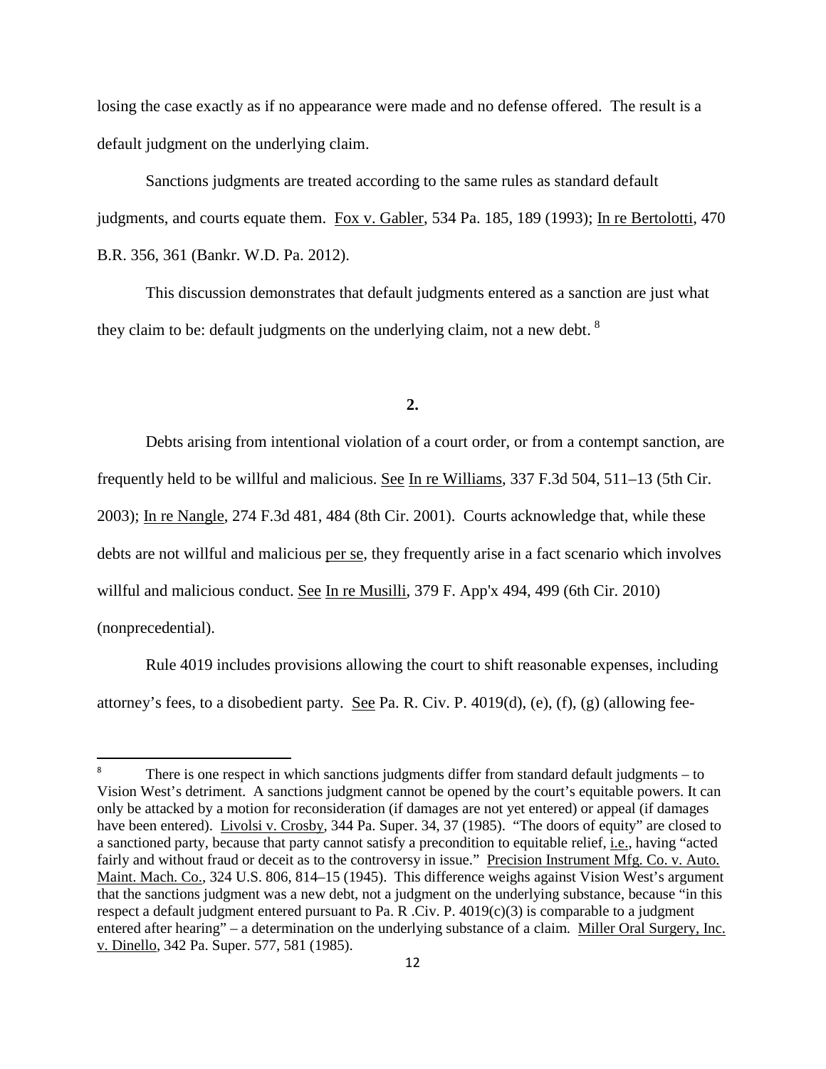losing the case exactly as if no appearance were made and no defense offered. The result is a default judgment on the underlying claim.

Sanctions judgments are treated according to the same rules as standard default judgments, and courts equate them. Fox v. Gabler, 534 Pa. 185, 189 (1993); In re Bertolotti, 470 B.R. 356, 361 (Bankr. W.D. Pa. 2012).

This discussion demonstrates that default judgments entered as a sanction are just what they claim to be: default judgments on the underlying claim, not a new debt. [8]

**2.**

Debts arising from intentional violation of a court order, or from a contempt sanction, are frequently held to be willful and malicious. See In re Williams, 337 F.3d 504, 511–13 (5th Cir. 2003); In re Nangle, 274 F.3d 481, 484 (8th Cir. 2001). Courts acknowledge that, while these debts are not willful and malicious per se, they frequently arise in a fact scenario which involves willful and malicious conduct. See In re Musilli, 379 F. App'x 494, 499 (6th Cir. 2010) (nonprecedential).

Rule 4019 includes provisions allowing the court to shift reasonable expenses, including attorney's fees, to a disobedient party. See Pa. R. Civ. P. 4019(d), (e), (f), (g) (allowing fee-

---

[8] There is one respect in which sanctions judgments differ from standard default judgments – to Vision West's detriment. A sanctions judgment cannot be opened by the court's equitable powers. It can only be attacked by a motion for reconsideration (if damages are not yet entered) or appeal (if damages have been entered). Livolsi v. Crosby, 344 Pa. Super. 34, 37 (1985). "The doors of equity" are closed to a sanctioned party, because that party cannot satisfy a precondition to equitable relief, i.e., having "acted fairly and without fraud or deceit as to the controversy in issue." Precision Instrument Mfg. Co. v. Auto. Maint. Mach. Co., 324 U.S. 806, 814–15 (1945). This difference weighs against Vision West's argument that the sanctions judgment was a new debt, not a judgment on the underlying substance, because "in this respect a default judgment entered pursuant to Pa. R .Civ. P. 4019(c)(3) is comparable to a judgment entered after hearing" – a determination on the underlying substance of a claim. Miller Oral Surgery, Inc. v. Dinello, 342 Pa. Super. 577, 581 (1985).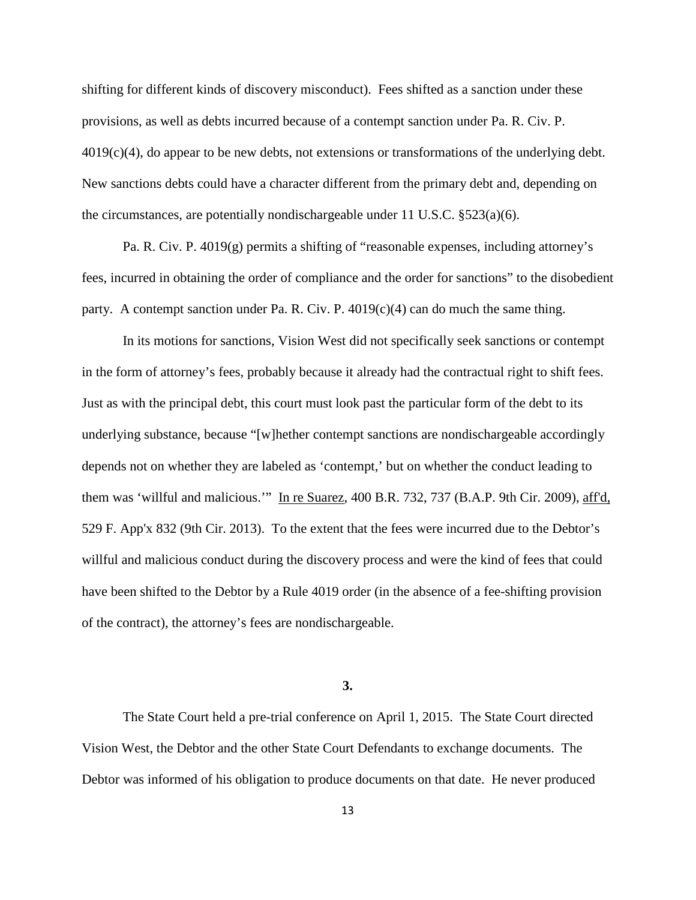shifting for different kinds of discovery misconduct). Fees shifted as a sanction under these provisions, as well as debts incurred because of a contempt sanction under Pa. R. Civ. P. 4019(c)(4), do appear to be new debts, not extensions or transformations of the underlying debt. New sanctions debts could have a character different from the primary debt and, depending on the circumstances, are potentially nondischargeable under 11 U.S.C. §523(a)(6).

Pa. R. Civ. P. 4019(g) permits a shifting of "reasonable expenses, including attorney's fees, incurred in obtaining the order of compliance and the order for sanctions" to the disobedient party. A contempt sanction under Pa. R. Civ. P. 4019(c)(4) can do much the same thing.

In its motions for sanctions, Vision West did not specifically seek sanctions or contempt in the form of attorney's fees, probably because it already had the contractual right to shift fees. Just as with the principal debt, this court must look past the particular form of the debt to its underlying substance, because "[w]hether contempt sanctions are nondischargeable accordingly depends not on whether they are labeled as 'contempt,' but on whether the conduct leading to them was 'willful and malicious.'" In re Suarez, 400 B.R. 732, 737 (B.A.P. 9th Cir. 2009), aff'd, 529 F. App'x 832 (9th Cir. 2013). To the extent that the fees were incurred due to the Debtor's willful and malicious conduct during the discovery process and were the kind of fees that could have been shifted to the Debtor by a Rule 4019 order (in the absence of a fee-shifting provision of the contract), the attorney's fees are nondischargeable.

**3.**

The State Court held a pre-trial conference on April 1, 2015. The State Court directed Vision West, the Debtor and the other State Court Defendants to exchange documents. The Debtor was informed of his obligation to produce documents on that date. He never produced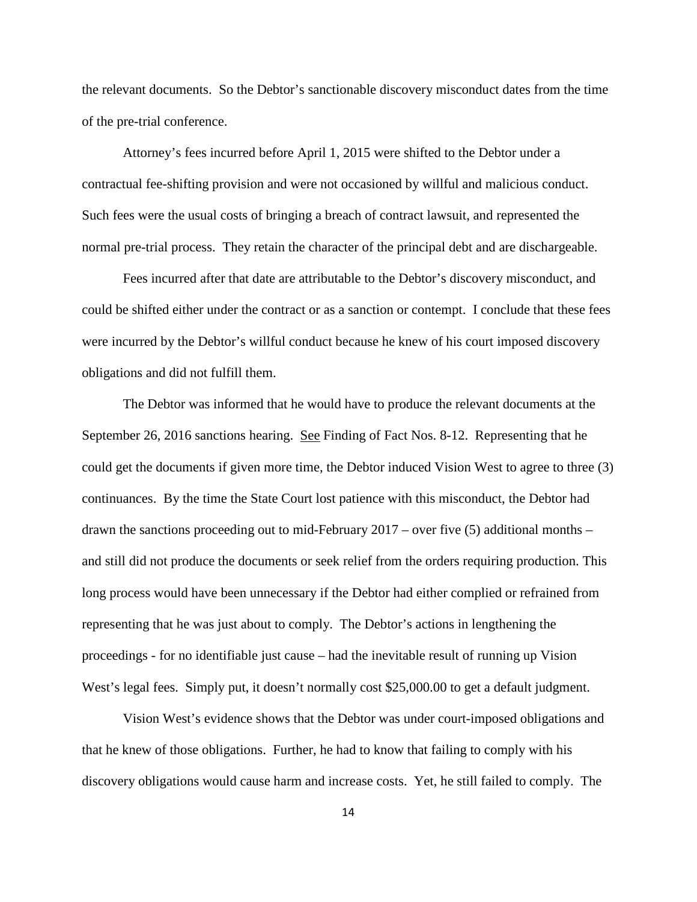the relevant documents. So the Debtor's sanctionable discovery misconduct dates from the time of the pre-trial conference.

Attorney's fees incurred before April 1, 2015 were shifted to the Debtor under a contractual fee-shifting provision and were not occasioned by willful and malicious conduct. Such fees were the usual costs of bringing a breach of contract lawsuit, and represented the normal pre-trial process. They retain the character of the principal debt and are dischargeable.

Fees incurred after that date are attributable to the Debtor's discovery misconduct, and could be shifted either under the contract or as a sanction or contempt. I conclude that these fees were incurred by the Debtor's willful conduct because he knew of his court imposed discovery obligations and did not fulfill them.

The Debtor was informed that he would have to produce the relevant documents at the September 26, 2016 sanctions hearing. See Finding of Fact Nos. 8-12. Representing that he could get the documents if given more time, the Debtor induced Vision West to agree to three (3) continuances. By the time the State Court lost patience with this misconduct, the Debtor had drawn the sanctions proceeding out to mid-February 2017 – over five (5) additional months – and still did not produce the documents or seek relief from the orders requiring production. This long process would have been unnecessary if the Debtor had either complied or refrained from representing that he was just about to comply. The Debtor's actions in lengthening the proceedings - for no identifiable just cause – had the inevitable result of running up Vision West's legal fees. Simply put, it doesn't normally cost $25,000.00 to get a default judgment.

Vision West's evidence shows that the Debtor was under court-imposed obligations and that he knew of those obligations. Further, he had to know that failing to comply with his discovery obligations would cause harm and increase costs. Yet, he still failed to comply. The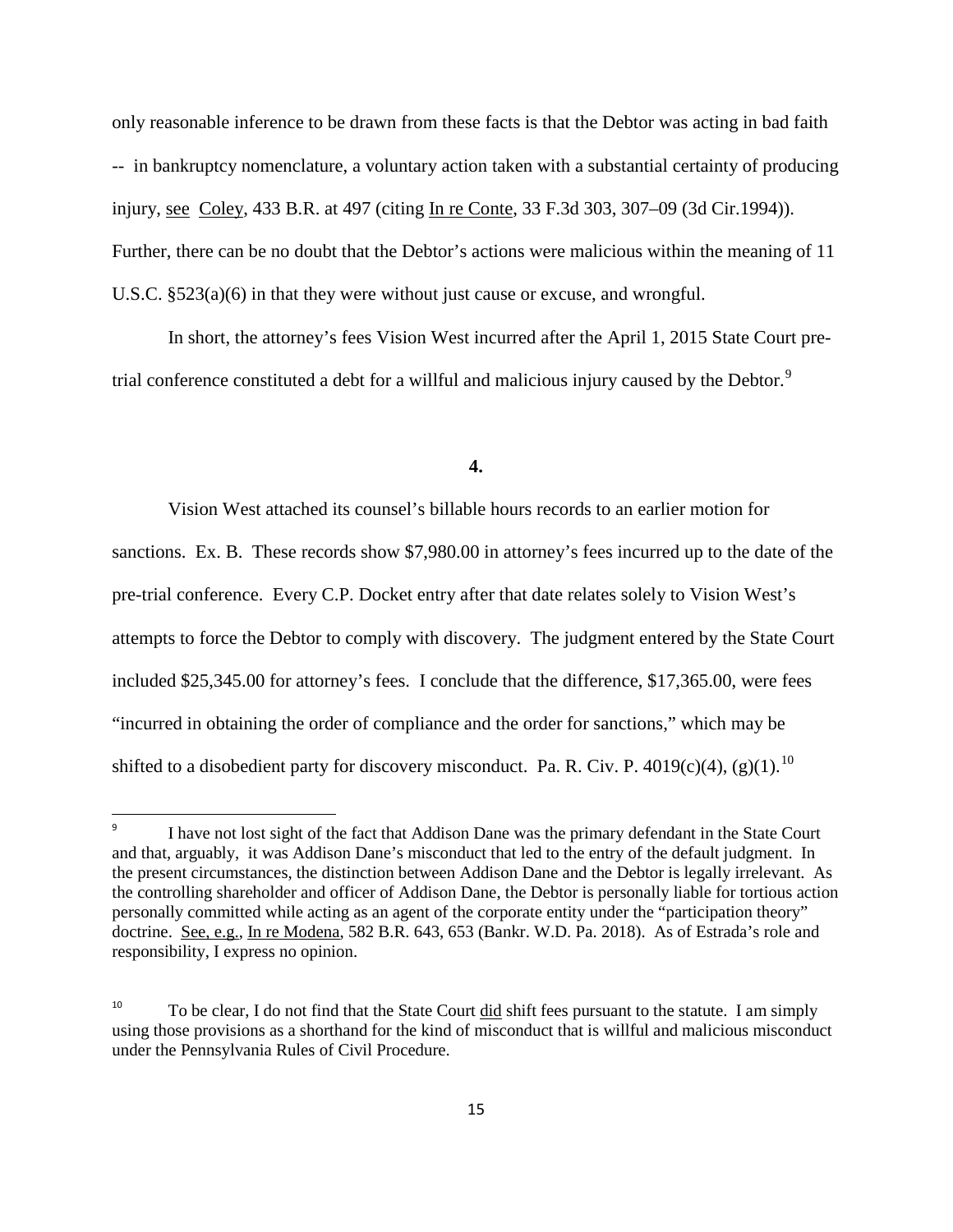only reasonable inference to be drawn from these facts is that the Debtor was acting in bad faith -- in bankruptcy nomenclature, a voluntary action taken with a substantial certainty of producing injury, see Coley, 433 B.R. at 497 (citing In re Conte, 33 F.3d 303, 307–09 (3d Cir.1994)). Further, there can be no doubt that the Debtor's actions were malicious within the meaning of 11 U.S.C. §523(a)(6) in that they were without just cause or excuse, and wrongful.

In short, the attorney's fees Vision West incurred after the April 1, 2015 State Court pre-trial conference constituted a debt for a willful and malicious injury caused by the Debtor.[9]

**4.**

Vision West attached its counsel's billable hours records to an earlier motion for sanctions. Ex. B. These records show $7,980.00 in attorney's fees incurred up to the date of the pre-trial conference. Every C.P. Docket entry after that date relates solely to Vision West's attempts to force the Debtor to comply with discovery. The judgment entered by the State Court included $25,345.00 for attorney's fees. I conclude that the difference, $17,365.00, were fees "incurred in obtaining the order of compliance and the order for sanctions," which may be shifted to a disobedient party for discovery misconduct. Pa. R. Civ. P. 4019(c)(4), (g)(1).[10]

---

[9] I have not lost sight of the fact that Addison Dane was the primary defendant in the State Court and that, arguably, it was Addison Dane's misconduct that led to the entry of the default judgment. In the present circumstances, the distinction between Addison Dane and the Debtor is legally irrelevant. As the controlling shareholder and officer of Addison Dane, the Debtor is personally liable for tortious action personally committed while acting as an agent of the corporate entity under the "participation theory" doctrine. See, e.g., In re Modena, 582 B.R. 643, 653 (Bankr. W.D. Pa. 2018). As of Estrada's role and responsibility, I express no opinion.

[10] To be clear, I do not find that the State Court did shift fees pursuant to the statute. I am simply using those provisions as a shorthand for the kind of misconduct that is willful and malicious misconduct under the Pennsylvania Rules of Civil Procedure.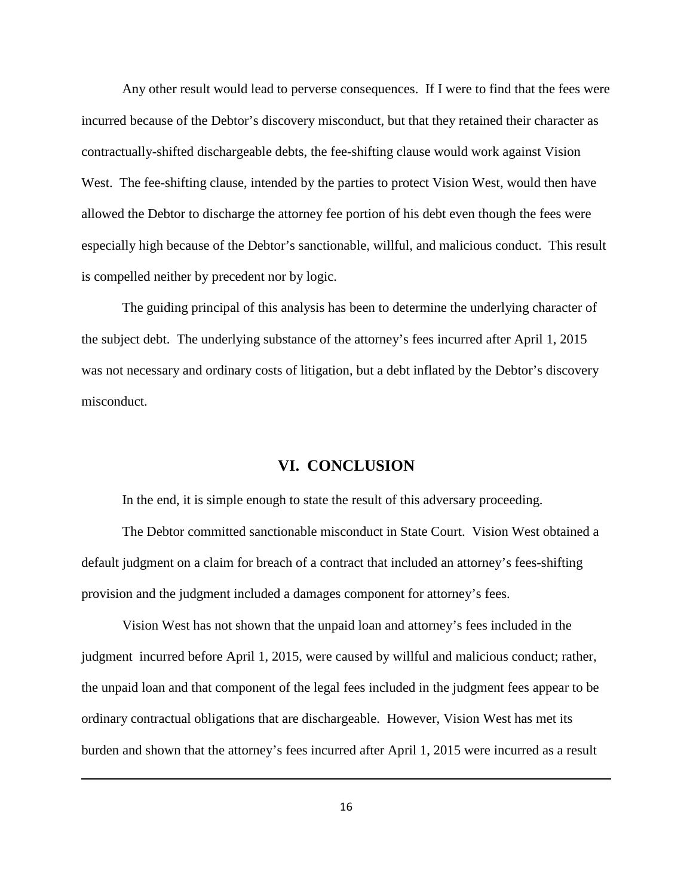Any other result would lead to perverse consequences. If I were to find that the fees were incurred because of the Debtor's discovery misconduct, but that they retained their character as contractually-shifted dischargeable debts, the fee-shifting clause would work against Vision West. The fee-shifting clause, intended by the parties to protect Vision West, would then have allowed the Debtor to discharge the attorney fee portion of his debt even though the fees were especially high because of the Debtor's sanctionable, willful, and malicious conduct. This result is compelled neither by precedent nor by logic.

The guiding principal of this analysis has been to determine the underlying character of the subject debt. The underlying substance of the attorney's fees incurred after April 1, 2015 was not necessary and ordinary costs of litigation, but a debt inflated by the Debtor's discovery misconduct.

## VI. CONCLUSION

In the end, it is simple enough to state the result of this adversary proceeding.

The Debtor committed sanctionable misconduct in State Court. Vision West obtained a default judgment on a claim for breach of a contract that included an attorney's fees-shifting provision and the judgment included a damages component for attorney's fees.

Vision West has not shown that the unpaid loan and attorney's fees included in the judgment incurred before April 1, 2015, were caused by willful and malicious conduct; rather, the unpaid loan and that component of the legal fees included in the judgment fees appear to be ordinary contractual obligations that are dischargeable. However, Vision West has met its burden and shown that the attorney's fees incurred after April 1, 2015 were incurred as a result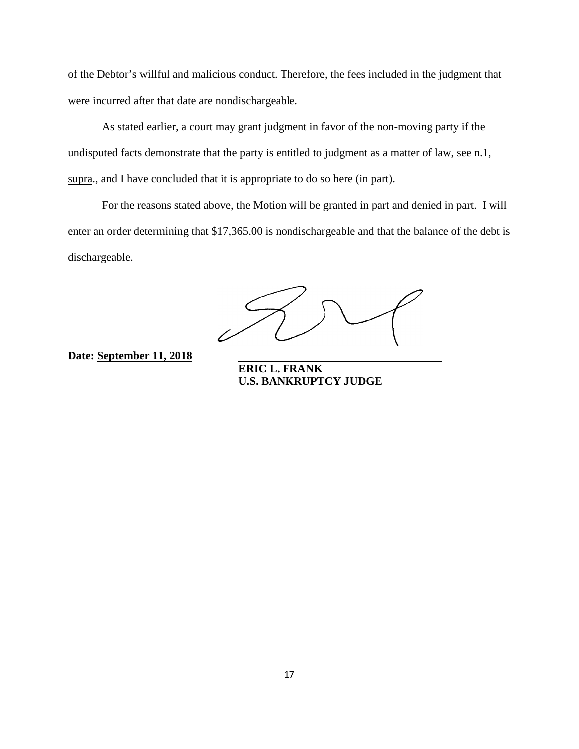of the Debtor's willful and malicious conduct. Therefore, the fees included in the judgment that were incurred after that date are nondischargeable.

As stated earlier, a court may grant judgment in favor of the non-moving party if the undisputed facts demonstrate that the party is entitled to judgment as a matter of law, see n.1, supra., and I have concluded that it is appropriate to do so here (in part).

For the reasons stated above, the Motion will be granted in part and denied in part. I will enter an order determining that $17,365.00 is nondischargeable and that the balance of the debt is dischargeable.

**Date: September 11, 2018**

**ERIC L. FRANK**
**U.S. BANKRUPTCY JUDGE**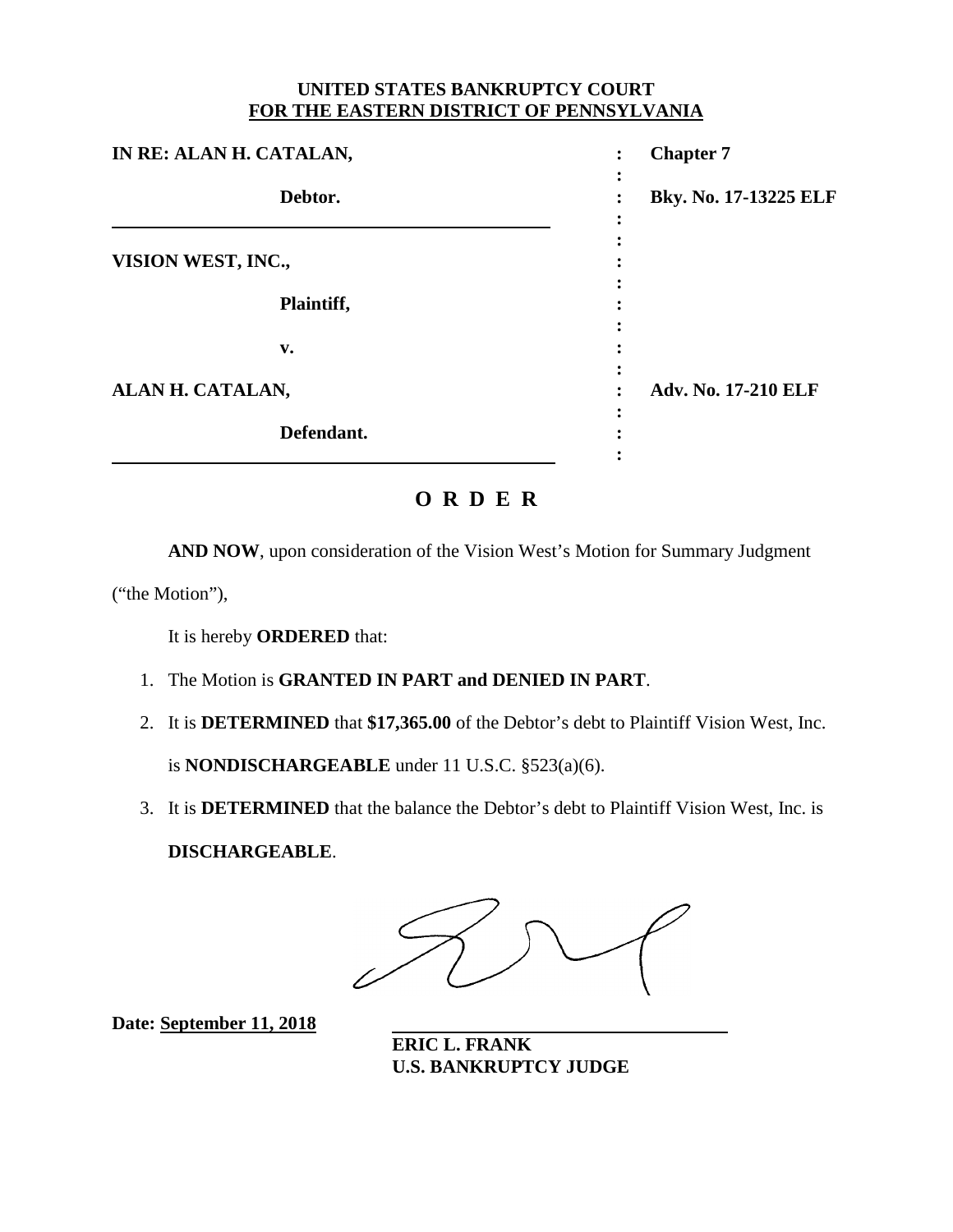**UNITED STATES BANKRUPTCY COURT**
**FOR THE EASTERN DISTRICT OF PENNSYLVANIA**

| | | |
|---|---|---|
| **IN RE: ALAN H. CATALAN,** | : | **Chapter 7** |
| **Debtor.** | : | **Bky. No. 17-13225 ELF** |
| **VISION WEST, INC.,** | : | |
| **Plaintiff,** | : | |
| **v.** | : | |
| **ALAN H. CATALAN,** | : | **Adv. No. 17-210 ELF** |
| **Defendant.** | : | |

# O R D E R

**AND NOW**, upon consideration of the Vision West's Motion for Summary Judgment ("the Motion"),

It is hereby **ORDERED** that:

1. The Motion is **GRANTED IN PART and DENIED IN PART**.
2. It is **DETERMINED** that **$17,365.00** of the Debtor's debt to Plaintiff Vision West, Inc. is **NONDISCHARGEABLE** under 11 U.S.C. §523(a)(6).
3. It is **DETERMINED** that the balance the Debtor's debt to Plaintiff Vision West, Inc. is **DISCHARGEABLE**.

**Date: September 11, 2018**

**ERIC L. FRANK**
**U.S. BANKRUPTCY JUDGE**